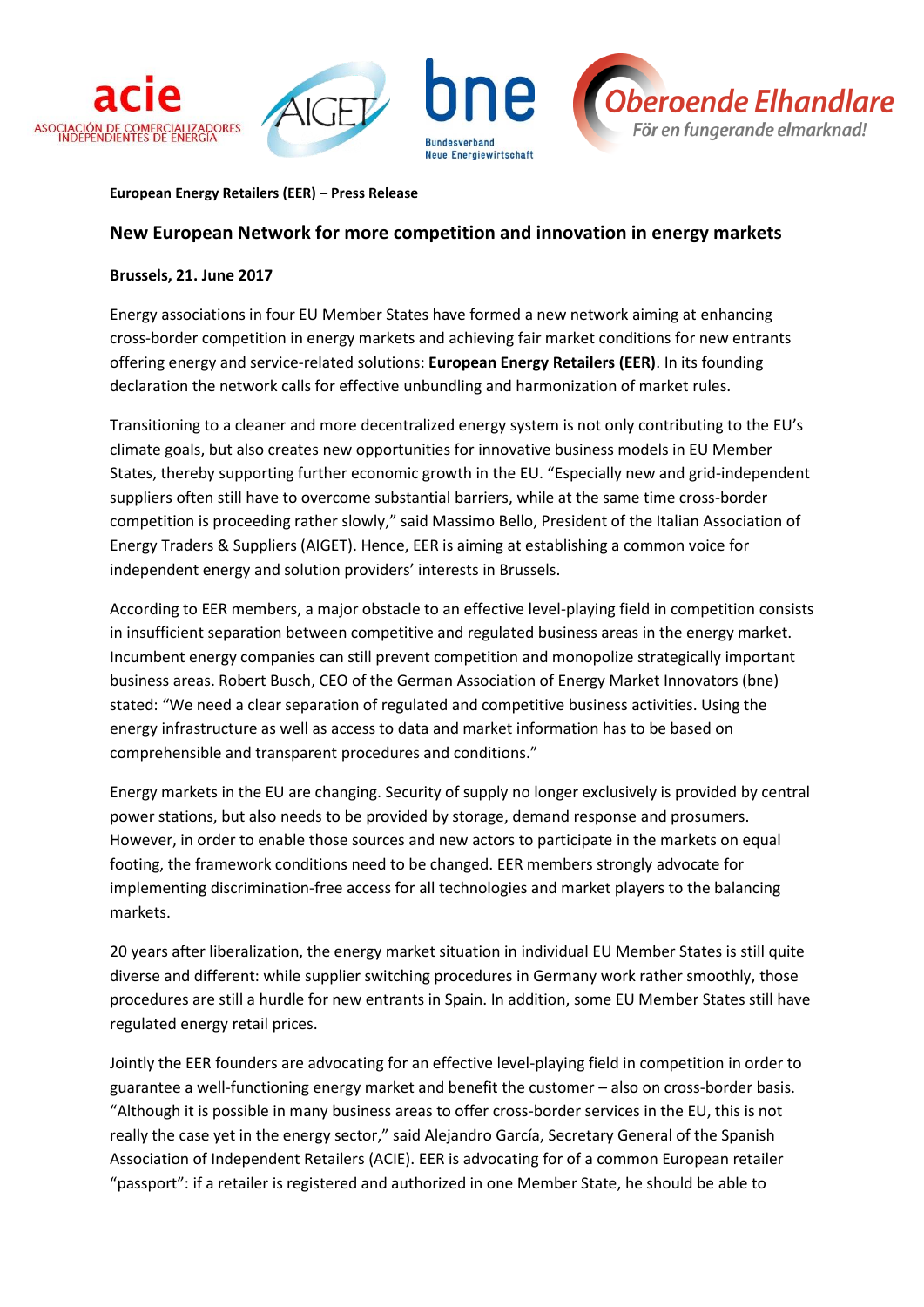acie ASOCIACIÓN DE COMERCIALIZADORES INDEPENDIENTES DE ENERGÍA

AIGET

bne Bundesverband Neue Energiewirtschaft

Oberoende Elhandlare *För en fungerande elmarknad!*

**European Energy Retailers (EER) – Press Release**

## New European Network for more competition and innovation in energy markets

**Brussels, 21. June 2017**

Energy associations in four EU Member States have formed a new network aiming at enhancing cross-border competition in energy markets and achieving fair market conditions for new entrants offering energy and service-related solutions: **European Energy Retailers (EER)**. In its founding declaration the network calls for effective unbundling and harmonization of market rules.

Transitioning to a cleaner and more decentralized energy system is not only contributing to the EU's climate goals, but also creates new opportunities for innovative business models in EU Member States, thereby supporting further economic growth in the EU. "Especially new and grid-independent suppliers often still have to overcome substantial barriers, while at the same time cross-border competition is proceeding rather slowly," said Massimo Bello, President of the Italian Association of Energy Traders & Suppliers (AIGET). Hence, EER is aiming at establishing a common voice for independent energy and solution providers' interests in Brussels.

According to EER members, a major obstacle to an effective level-playing field in competition consists in insufficient separation between competitive and regulated business areas in the energy market. Incumbent energy companies can still prevent competition and monopolize strategically important business areas. Robert Busch, CEO of the German Association of Energy Market Innovators (bne) stated: "We need a clear separation of regulated and competitive business activities. Using the energy infrastructure as well as access to data and market information has to be based on comprehensible and transparent procedures and conditions."

Energy markets in the EU are changing. Security of supply no longer exclusively is provided by central power stations, but also needs to be provided by storage, demand response and prosumers. However, in order to enable those sources and new actors to participate in the markets on equal footing, the framework conditions need to be changed. EER members strongly advocate for implementing discrimination-free access for all technologies and market players to the balancing markets.

20 years after liberalization, the energy market situation in individual EU Member States is still quite diverse and different: while supplier switching procedures in Germany work rather smoothly, those procedures are still a hurdle for new entrants in Spain. In addition, some EU Member States still have regulated energy retail prices.

Jointly the EER founders are advocating for an effective level-playing field in competition in order to guarantee a well-functioning energy market and benefit the customer – also on cross-border basis. "Although it is possible in many business areas to offer cross-border services in the EU, this is not really the case yet in the energy sector," said Alejandro García, Secretary General of the Spanish Association of Independent Retailers (ACIE). EER is advocating for of a common European retailer "passport": if a retailer is registered and authorized in one Member State, he should be able to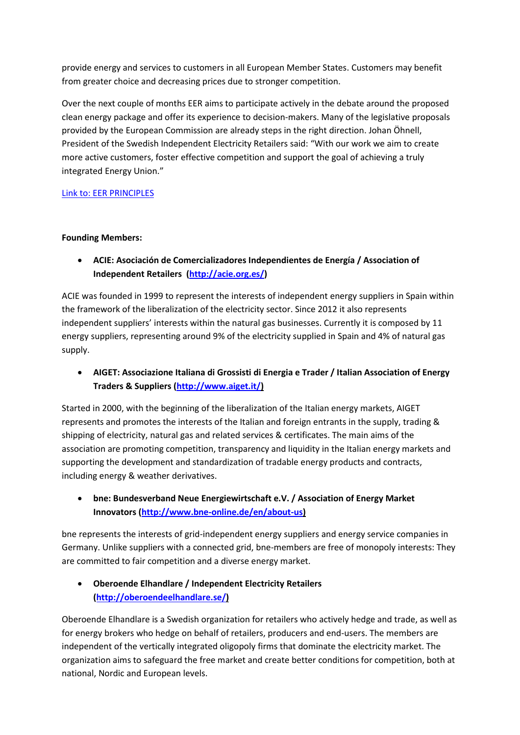provide energy and services to customers in all European Member States. Customers may benefit from greater choice and decreasing prices due to stronger competition.

Over the next couple of months EER aims to participate actively in the debate around the proposed clean energy package and offer its experience to decision-makers. Many of the legislative proposals provided by the European Commission are already steps in the right direction. Johan Öhnell, President of the Swedish Independent Electricity Retailers said: "With our work we aim to create more active customers, foster effective competition and support the goal of achieving a truly integrated Energy Union."

[Link to: EER PRINCIPLES]

**Founding Members:**

- **ACIE: Asociación de Comercializadores Independientes de Energía / Association of Independent Retailers (http://acie.org.es/)**

ACIE was founded in 1999 to represent the interests of independent energy suppliers in Spain within the framework of the liberalization of the electricity sector. Since 2012 it also represents independent suppliers' interests within the natural gas businesses. Currently it is composed by 11 energy suppliers, representing around 9% of the electricity supplied in Spain and 4% of natural gas supply.

- **AIGET: Associazione Italiana di Grossisti di Energia e Trader / Italian Association of Energy Traders & Suppliers (http://www.aiget.it/)**

Started in 2000, with the beginning of the liberalization of the Italian energy markets, AIGET represents and promotes the interests of the Italian and foreign entrants in the supply, trading & shipping of electricity, natural gas and related services & certificates. The main aims of the association are promoting competition, transparency and liquidity in the Italian energy markets and supporting the development and standardization of tradable energy products and contracts, including energy & weather derivatives.

- **bne: Bundesverband Neue Energiewirtschaft e.V. / Association of Energy Market Innovators (http://www.bne-online.de/en/about-us)**

bne represents the interests of grid-independent energy suppliers and energy service companies in Germany. Unlike suppliers with a connected grid, bne-members are free of monopoly interests: They are committed to fair competition and a diverse energy market.

- **Oberoende Elhandlare / Independent Electricity Retailers (http://oberoendeelhandlare.se/)**

Oberoende Elhandlare is a Swedish organization for retailers who actively hedge and trade, as well as for energy brokers who hedge on behalf of retailers, producers and end-users. The members are independent of the vertically integrated oligopoly firms that dominate the electricity market. The organization aims to safeguard the free market and create better conditions for competition, both at national, Nordic and European levels.